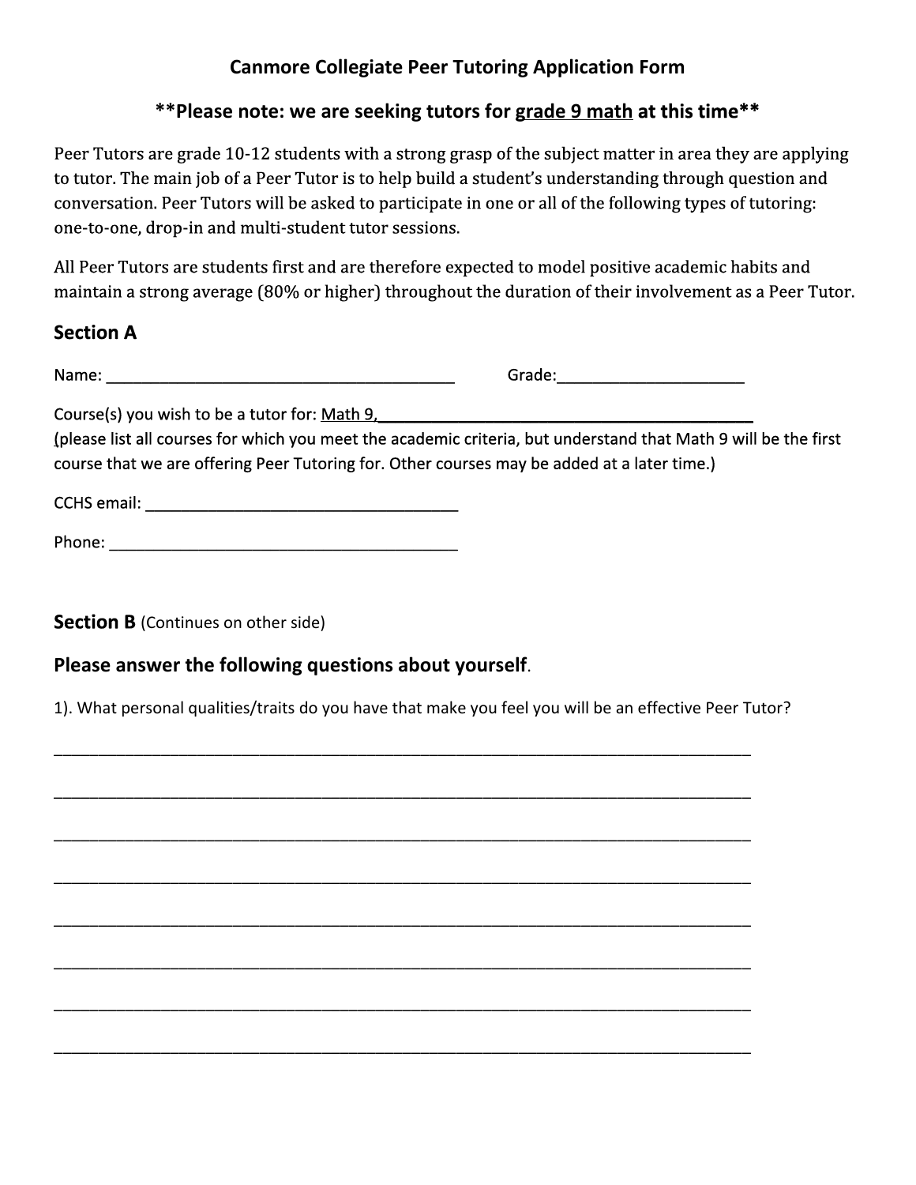# Canmore Collegiate Peer Tutoring Application Form

**\*\*Please note: we are seeking tutors for grade 9 math at this time\*\***

Peer Tutors are grade 10-12 students with a strong grasp of the subject matter in area they are applying to tutor. The main job of a Peer Tutor is to help build a student's understanding through question and conversation. Peer Tutors will be asked to participate in one or all of the following types of tutoring: one-to-one, drop-in and multi-student tutor sessions.

All Peer Tutors are students first and are therefore expected to model positive academic habits and maintain a strong average (80% or higher) throughout the duration of their involvement as a Peer Tutor.

## Section A

Name: ________________________________________ Grade: _____________________

Course(s) you wish to be a tutor for: Math 9, ____________________________________________
(please list all courses for which you meet the academic criteria, but understand that Math 9 will be the first course that we are offering Peer Tutoring for. Other courses may be added at a later time.)

CCHS email: ___________________________________

Phone: ________________________________________

## Section B (Continues on other side)

### Please answer the following questions about yourself.

1). What personal qualities/traits do you have that make you feel you will be an effective Peer Tutor?

_______________________________________________________________________________

_______________________________________________________________________________

_______________________________________________________________________________

_______________________________________________________________________________

_______________________________________________________________________________

_______________________________________________________________________________

_______________________________________________________________________________

_______________________________________________________________________________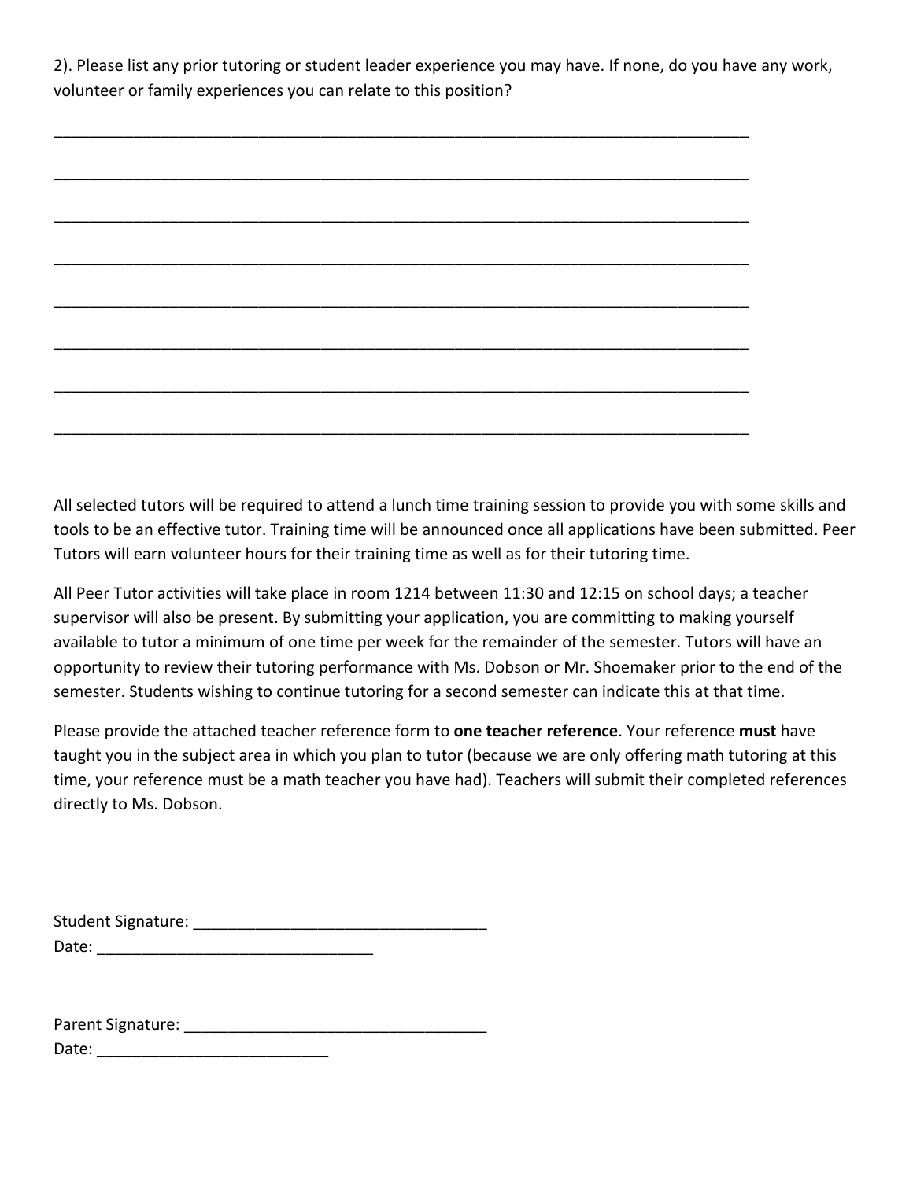2). Please list any prior tutoring or student leader experience you may have. If none, do you have any work, volunteer or family experiences you can relate to this position?

_______________________________________________________________________________

_______________________________________________________________________________

_______________________________________________________________________________

_______________________________________________________________________________

_______________________________________________________________________________

_______________________________________________________________________________

_______________________________________________________________________________

_______________________________________________________________________________

All selected tutors will be required to attend a lunch time training session to provide you with some skills and tools to be an effective tutor. Training time will be announced once all applications have been submitted. Peer Tutors will earn volunteer hours for their training time as well as for their tutoring time.

All Peer Tutor activities will take place in room 1214 between 11:30 and 12:15 on school days; a teacher supervisor will also be present. By submitting your application, you are committing to making yourself available to tutor a minimum of one time per week for the remainder of the semester. Tutors will have an opportunity to review their tutoring performance with Ms. Dobson or Mr. Shoemaker prior to the end of the semester. Students wishing to continue tutoring for a second semester can indicate this at that time.

Please provide the attached teacher reference form to **one teacher reference**. Your reference **must** have taught you in the subject area in which you plan to tutor (because we are only offering math tutoring at this time, your reference must be a math teacher you have had). Teachers will submit their completed references directly to Ms. Dobson.

Student Signature: _________________________________
Date: _______________________________

Parent Signature: __________________________________
Date: __________________________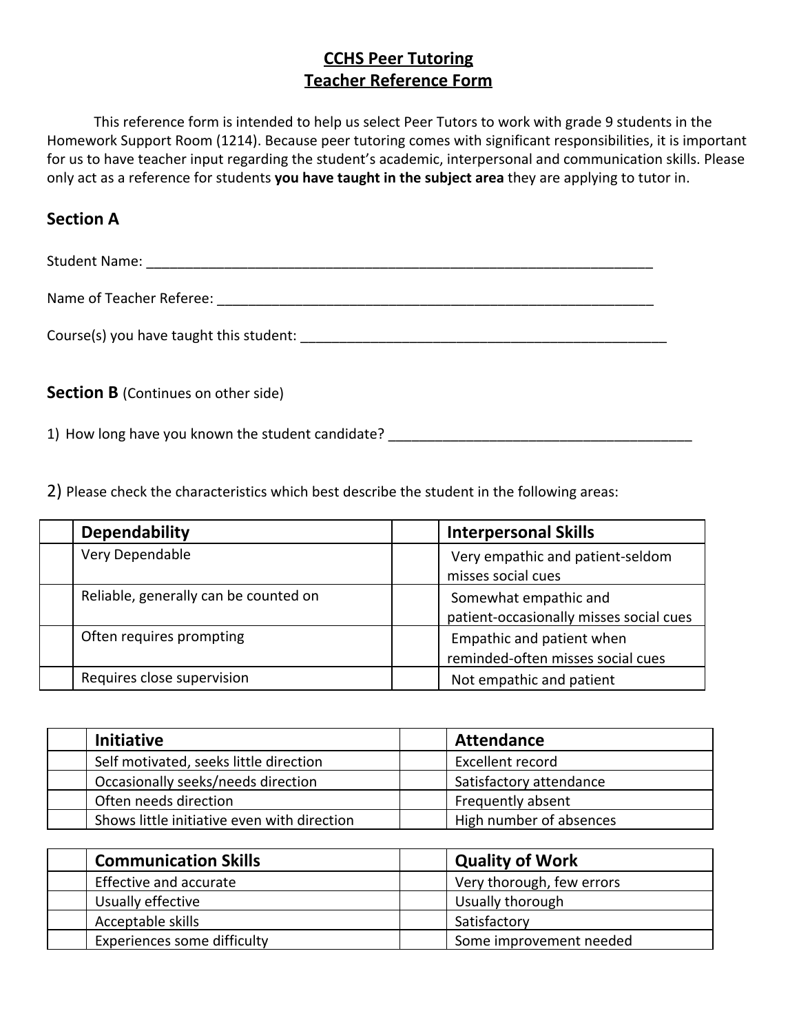# CCHS Peer Tutoring
# Teacher Reference Form

This reference form is intended to help us select Peer Tutors to work with grade 9 students in the Homework Support Room (1214). Because peer tutoring comes with significant responsibilities, it is important for us to have teacher input regarding the student's academic, interpersonal and communication skills. Please only act as a reference for students **you have taught in the subject area** they are applying to tutor in.

## Section A

Student Name: ___________________________________________________________________

Name of Teacher Referee: __________________________________________________________

Course(s) you have taught this student: ________________________________________________

## Section B (Continues on other side)

1) How long have you known the student candidate? ______________________________________

2) Please check the characteristics which best describe the student in the following areas:

| | Dependability | | Interpersonal Skills |
|---|---|---|---|
| | Very Dependable | | Very empathic and patient-seldom misses social cues |
| | Reliable, generally can be counted on | | Somewhat empathic and patient-occasionally misses social cues |
| | Often requires prompting | | Empathic and patient when reminded-often misses social cues |
| | Requires close supervision | | Not empathic and patient |

| | Initiative | | Attendance |
|---|---|---|---|
| | Self motivated, seeks little direction | | Excellent record |
| | Occasionally seeks/needs direction | | Satisfactory attendance |
| | Often needs direction | | Frequently absent |
| | Shows little initiative even with direction | | High number of absences |

| | Communication Skills | | Quality of Work |
|---|---|---|---|
| | Effective and accurate | | Very thorough, few errors |
| | Usually effective | | Usually thorough |
| | Acceptable skills | | Satisfactory |
| | Experiences some difficulty | | Some improvement needed |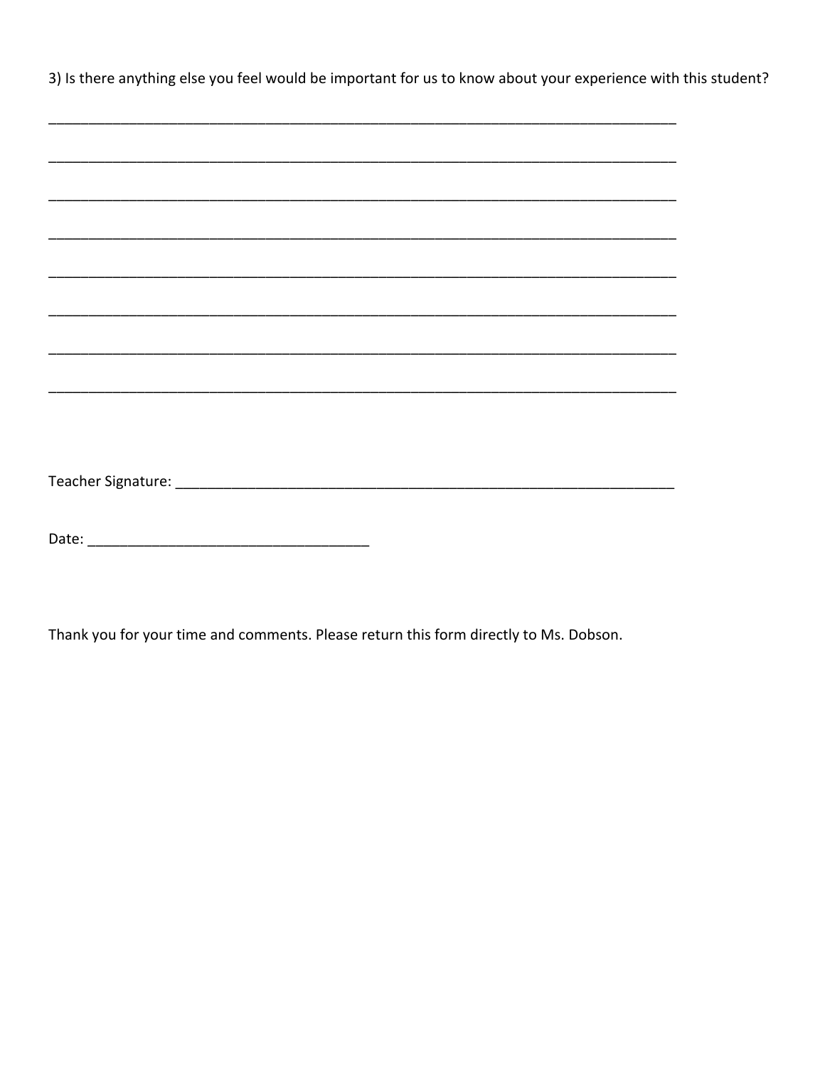3) Is there anything else you feel would be important for us to know about your experience with this student?

_______________________________________________________________________________

_______________________________________________________________________________

_______________________________________________________________________________

_______________________________________________________________________________

_______________________________________________________________________________

_______________________________________________________________________________

_______________________________________________________________________________

_______________________________________________________________________________

Teacher Signature: _____________________________________________________________

Date: __________________________________

Thank you for your time and comments. Please return this form directly to Ms. Dobson.